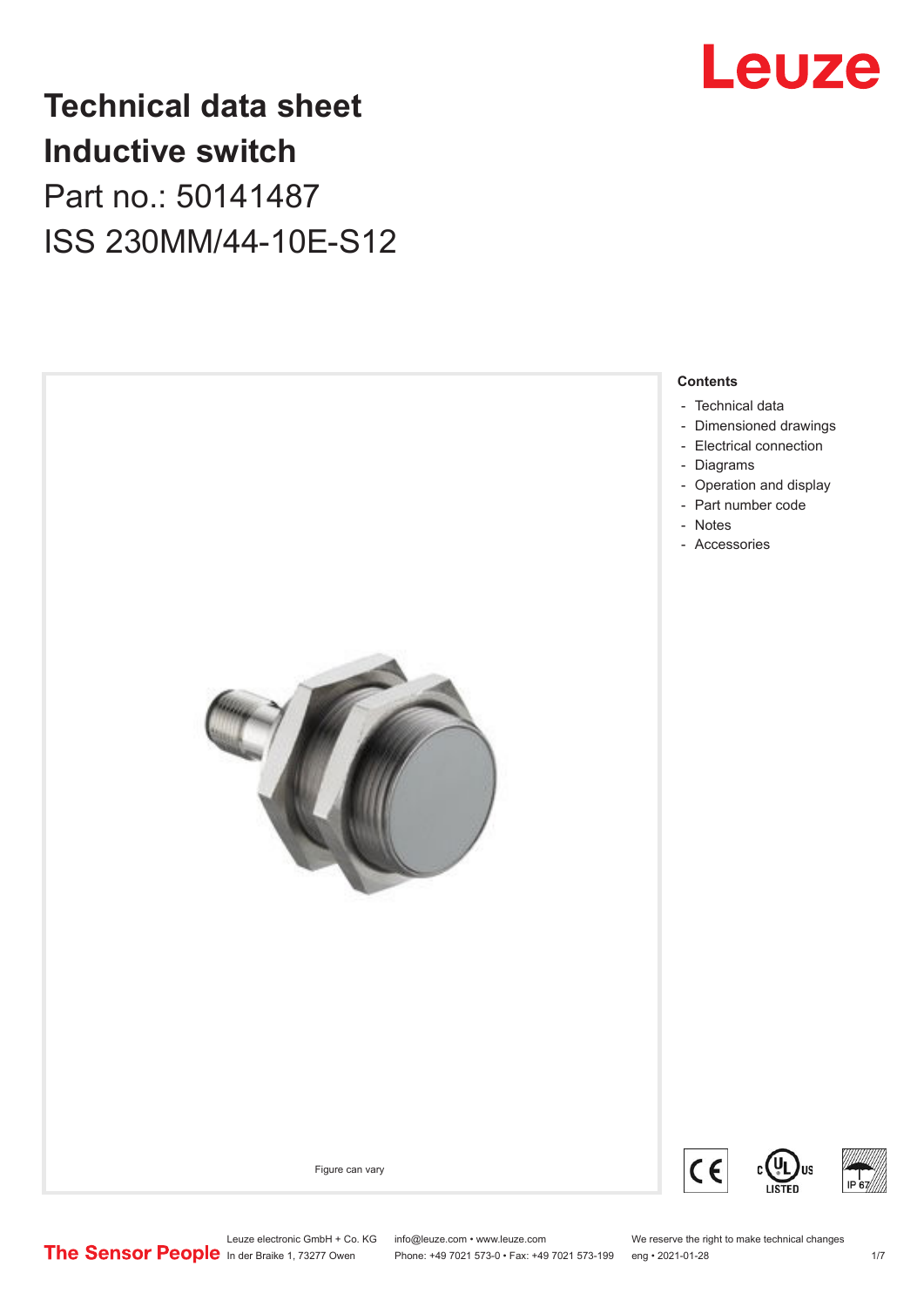# Technical data sheet
# Inductive switch
## Part no.: 50141487
## ISS 230MM/44-10E-S12

Figure can vary

**Contents**

- Technical data
- Dimensioned drawings
- Electrical connection
- Diagrams
- Operation and display
- Part number code
- Notes
- Accessories

Leuze electronic GmbH + Co. KG
In der Braike 1, 73277 Owen

info@leuze.com • www.leuze.com
Phone: +49 7021 573-0 • Fax: +49 7021 573-199

We reserve the right to make technical changes
eng • 2021-01-28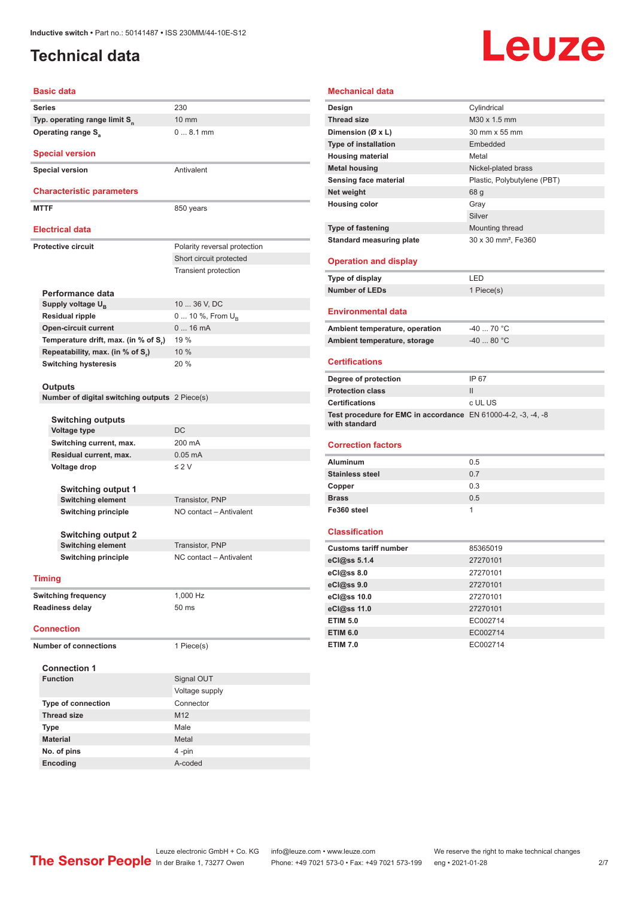# Technical data

## Basic data

| | |
|---|---|
| Series | 230 |
| Typ. operating range limit $S_n$ | 10 mm |
| Operating range $S_a$ | 0 ... 8.1 mm |

## Special version

| | |
|---|---|
| Special version | Antivalent |

## Characteristic parameters

| | |
|---|---|
| MTTF | 850 years |

## Electrical data

| | |
|---|---|
| Protective circuit | Polarity reversal protection |
| | Short circuit protected |
| | Transient protection |

### Performance data

| | |
|---|---|
| Supply voltage $U_B$ | 10 ... 36 V, DC |
| Residual ripple | 0 ... 10 %, From $U_B$ |
| Open-circuit current | 0 ... 16 mA |
| Temperature drift, max. (in % of $S_r$) | 19 % |
| Repeatability, max. (in % of $S_r$) | 10 % |
| Switching hysteresis | 20 % |

### Outputs

| | |
|---|---|
| Number of digital switching outputs | 2 Piece(s) |

#### Switching outputs

| | |
|---|---|
| Voltage type | DC |
| Switching current, max. | 200 mA |
| Residual current, max. | 0.05 mA |
| Voltage drop | ≤ 2 V |

##### Switching output 1

| | |
|---|---|
| Switching element | Transistor, PNP |
| Switching principle | NO contact – Antivalent |

##### Switching output 2

| | |
|---|---|
| Switching element | Transistor, PNP |
| Switching principle | NC contact – Antivalent |

## Timing

| | |
|---|---|
| Switching frequency | 1,000 Hz |
| Readiness delay | 50 ms |

## Connection

| | |
|---|---|
| Number of connections | 1 Piece(s) |

### Connection 1

| | |
|---|---|
| Function | Signal OUT |
| | Voltage supply |
| Type of connection | Connector |
| Thread size | M12 |
| Type | Male |
| Material | Metal |
| No. of pins | 4 -pin |
| Encoding | A-coded |

## Mechanical data

| | |
|---|---|
| Design | Cylindrical |
| Thread size | M30 x 1.5 mm |
| Dimension (Ø x L) | 30 mm x 55 mm |
| Type of installation | Embedded |
| Housing material | Metal |
| Metal housing | Nickel-plated brass |
| Sensing face material | Plastic, Polybutylene (PBT) |
| Net weight | 68 g |
| Housing color | Gray |
| | Silver |
| Type of fastening | Mounting thread |
| Standard measuring plate | 30 x 30 mm², Fe360 |

## Operation and display

| | |
|---|---|
| Type of display | LED |
| Number of LEDs | 1 Piece(s) |

## Environmental data

| | |
|---|---|
| Ambient temperature, operation | -40 ... 70 °C |
| Ambient temperature, storage | -40 ... 80 °C |

## Certifications

| | |
|---|---|
| Degree of protection | IP 67 |
| Protection class | II |
| Certifications | c UL US |
| Test procedure for EMC in accordance with standard | EN 61000-4-2, -3, -4, -8 |

## Correction factors

| | |
|---|---|
| Aluminum | 0.5 |
| Stainless steel | 0.7 |
| Copper | 0.3 |
| Brass | 0.5 |
| Fe360 steel | 1 |

## Classification

| | |
|---|---|
| Customs tariff number | 85365019 |
| eCl@ss 5.1.4 | 27270101 |
| eCl@ss 8.0 | 27270101 |
| eCl@ss 9.0 | 27270101 |
| eCl@ss 10.0 | 27270101 |
| eCl@ss 11.0 | 27270101 |
| ETIM 5.0 | EC002714 |
| ETIM 6.0 | EC002714 |
| ETIM 7.0 | EC002714 |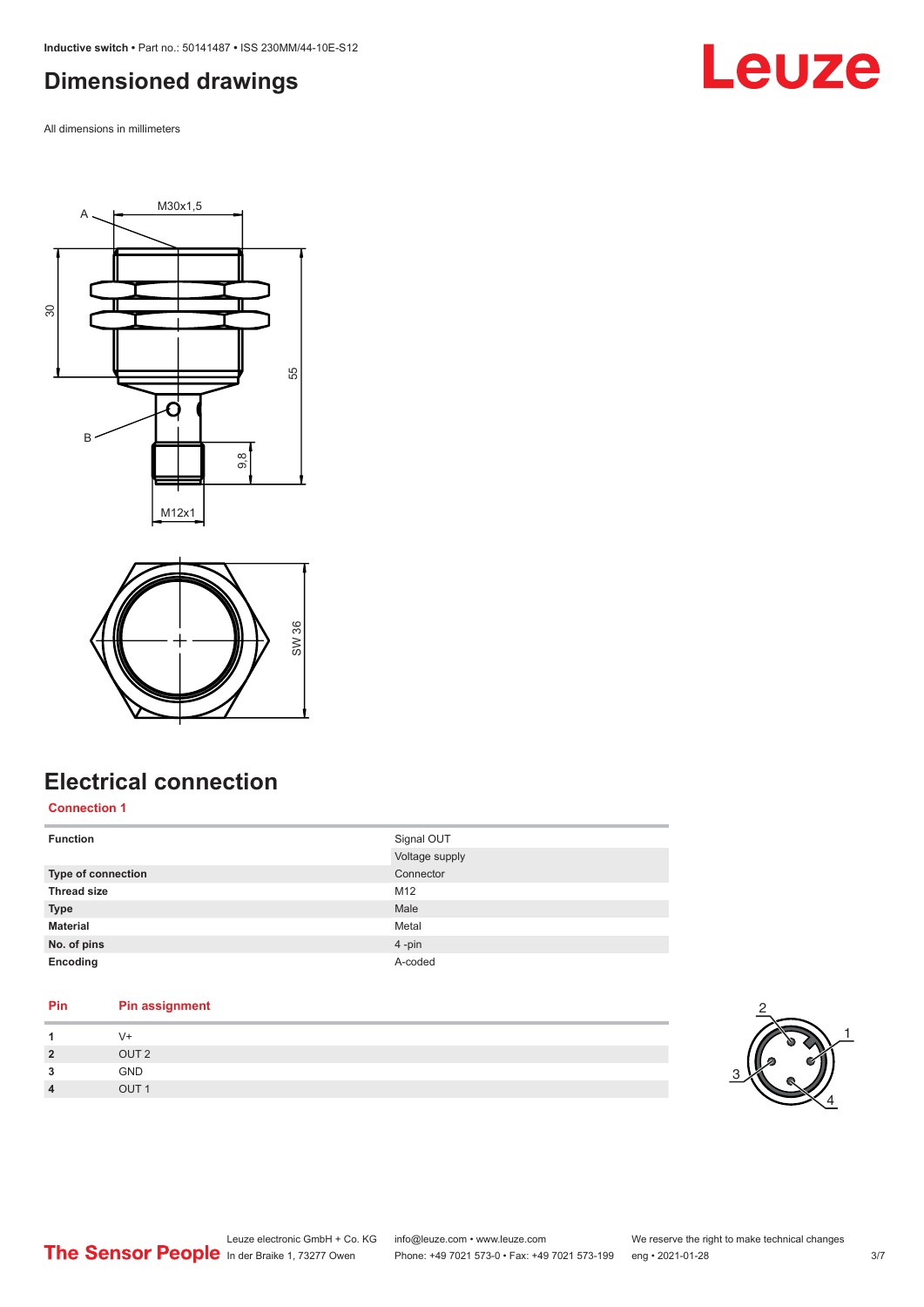# Dimensioned drawings

All dimensions in millimeters

# Electrical connection

## Connection 1

| Function | Signal OUT |
|---|---|
| | Voltage supply |
| Type of connection | Connector |
| Thread size | M12 |
| Type | Male |
| Material | Metal |
| No. of pins | 4 -pin |
| Encoding | A-coded |

| Pin | Pin assignment |
|---|---|
| 1 | V+ |
| 2 | OUT 2 |
| 3 | GND |
| 4 | OUT 1 |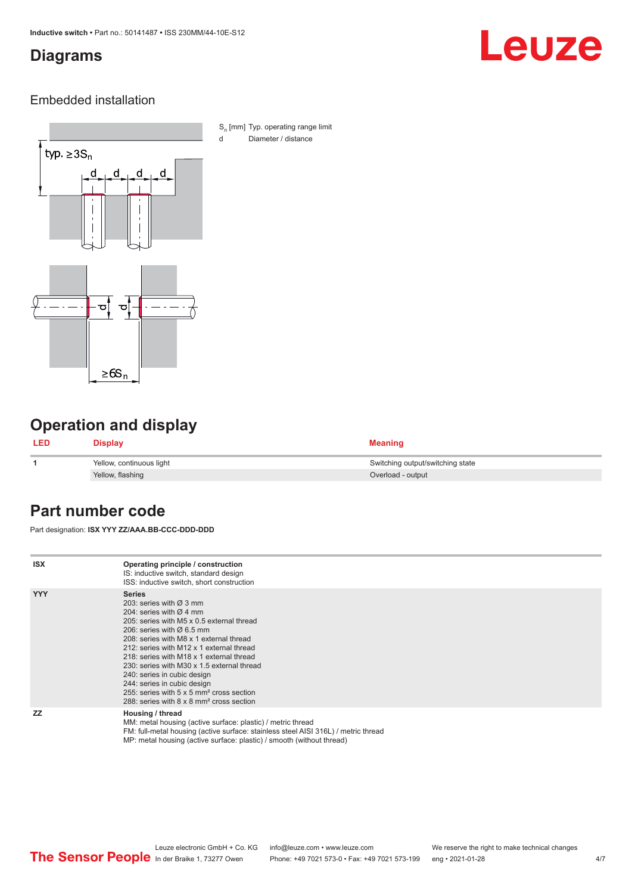## Diagrams

### Embedded installation

$S_n$ [mm] Typ. operating range limit
d Diameter / distance

typ. $\geq 3S_n$

$\geq 6S_n$

## Operation and display

| LED | Display | Meaning |
| --- | --- | --- |
| 1 | Yellow, continuous light | Switching output/switching state |
| | Yellow, flashing | Overload - output |

## Part number code

Part designation: **ISX YYY ZZ/AAA.BB-CCC-DDD-DDD**

| | |
| --- | --- |
| **ISX** | **Operating principle / construction**<br>IS: inductive switch, standard design<br>ISS: inductive switch, short construction |
| **YYY** | **Series**<br>203: series with Ø 3 mm<br>204: series with Ø 4 mm<br>205: series with M5 x 0.5 external thread<br>206: series with Ø 6.5 mm<br>208: series with M8 x 1 external thread<br>212: series with M12 x 1 external thread<br>218: series with M18 x 1 external thread<br>230: series with M30 x 1.5 external thread<br>240: series in cubic design<br>244: series in cubic design<br>255: series with 5 x 5 mm² cross section<br>288: series with 8 x 8 mm² cross section |
| **ZZ** | **Housing / thread**<br>MM: metal housing (active surface: plastic) / metric thread<br>FM: full-metal housing (active surface: stainless steel AISI 316L) / metric thread<br>MP: metal housing (active surface: plastic) / smooth (without thread) |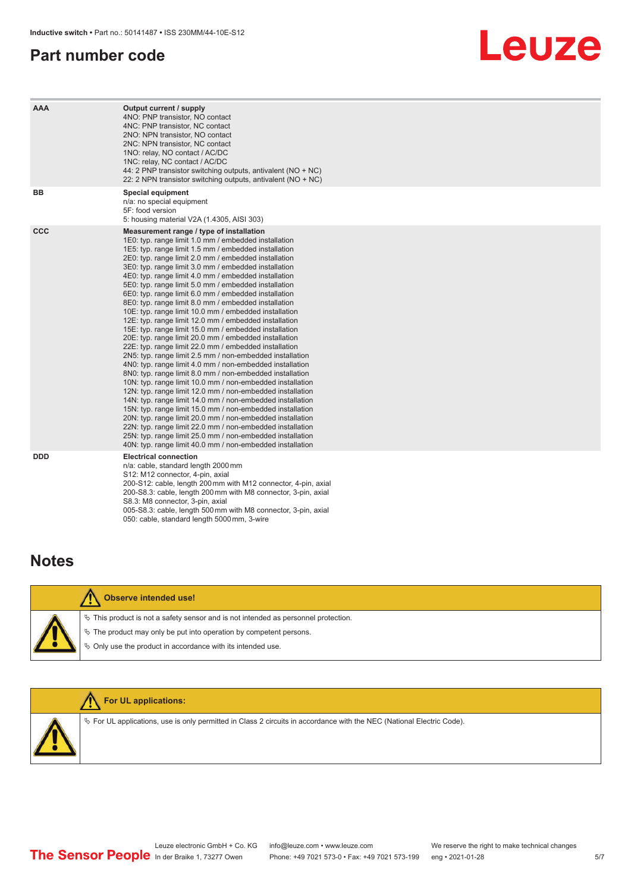## Part number code

| | |
|---|---|
| **AAA** | **Output current / supply**<br>4NO: PNP transistor, NO contact<br>4NC: PNP transistor, NC contact<br>2NO: NPN transistor, NO contact<br>2NC: NPN transistor, NC contact<br>1NO: relay, NO contact / AC/DC<br>1NC: relay, NC contact / AC/DC<br>44: 2 PNP transistor switching outputs, antivalent (NO + NC)<br>22: 2 NPN transistor switching outputs, antivalent (NO + NC) |
| **BB** | **Special equipment**<br>n/a: no special equipment<br>5F: food version<br>5: housing material V2A (1.4305, AISI 303) |
| **CCC** | **Measurement range / type of installation**<br>1E0: typ. range limit 1.0 mm / embedded installation<br>1E5: typ. range limit 1.5 mm / embedded installation<br>2E0: typ. range limit 2.0 mm / embedded installation<br>3E0: typ. range limit 3.0 mm / embedded installation<br>4E0: typ. range limit 4.0 mm / embedded installation<br>5E0: typ. range limit 5.0 mm / embedded installation<br>6E0: typ. range limit 6.0 mm / embedded installation<br>8E0: typ. range limit 8.0 mm / embedded installation<br>10E: typ. range limit 10.0 mm / embedded installation<br>12E: typ. range limit 12.0 mm / embedded installation<br>15E: typ. range limit 15.0 mm / embedded installation<br>20E: typ. range limit 20.0 mm / embedded installation<br>22E: typ. range limit 22.0 mm / embedded installation<br>2N5: typ. range limit 2.5 mm / non-embedded installation<br>4N0: typ. range limit 4.0 mm / non-embedded installation<br>8N0: typ. range limit 8.0 mm / non-embedded installation<br>10N: typ. range limit 10.0 mm / non-embedded installation<br>12N: typ. range limit 12.0 mm / non-embedded installation<br>14N: typ. range limit 14.0 mm / non-embedded installation<br>15N: typ. range limit 15.0 mm / non-embedded installation<br>20N: typ. range limit 20.0 mm / non-embedded installation<br>22N: typ. range limit 22.0 mm / non-embedded installation<br>25N: typ. range limit 25.0 mm / non-embedded installation<br>40N: typ. range limit 40.0 mm / non-embedded installation |
| **DDD** | **Electrical connection**<br>n/a: cable, standard length 2000 mm<br>S12: M12 connector, 4-pin, axial<br>200-S12: cable, length 200 mm with M12 connector, 4-pin, axial<br>200-S8.3: cable, length 200 mm with M8 connector, 3-pin, axial<br>S8.3: M8 connector, 3-pin, axial<br>005-S8.3: cable, length 500 mm with M8 connector, 3-pin, axial<br>050: cable, standard length 5000 mm, 3-wire |

## Notes

**Observe intended use!**

- This product is not a safety sensor and is not intended as personnel protection.
- The product may only be put into operation by competent persons.
- Only use the product in accordance with its intended use.

**For UL applications:**

- For UL applications, use is only permitted in Class 2 circuits in accordance with the NEC (National Electric Code).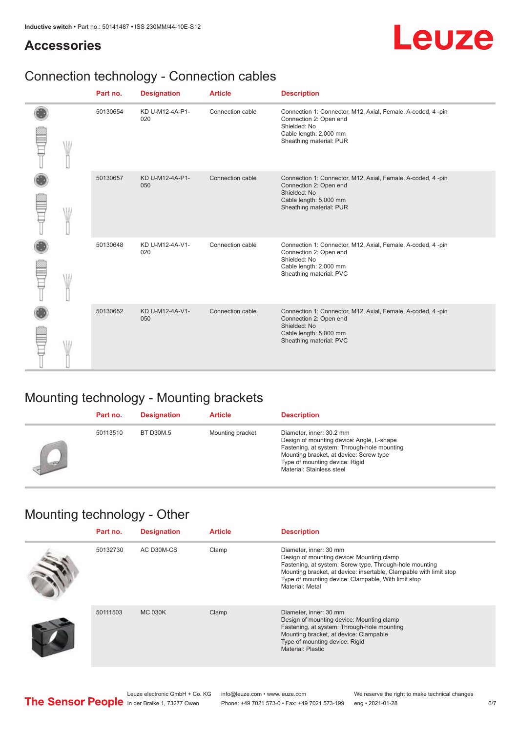## Accessories

### Connection technology - Connection cables

| Part no. | Designation | Article | Description |
|---|---|---|---|
| 50130654 | KD U-M12-4A-P1-020 | Connection cable | Connection 1: Connector, M12, Axial, Female, A-coded, 4 -pin<br>Connection 2: Open end<br>Shielded: No<br>Cable length: 2,000 mm<br>Sheathing material: PUR |
| 50130657 | KD U-M12-4A-P1-050 | Connection cable | Connection 1: Connector, M12, Axial, Female, A-coded, 4 -pin<br>Connection 2: Open end<br>Shielded: No<br>Cable length: 5,000 mm<br>Sheathing material: PUR |
| 50130648 | KD U-M12-4A-V1-020 | Connection cable | Connection 1: Connector, M12, Axial, Female, A-coded, 4 -pin<br>Connection 2: Open end<br>Shielded: No<br>Cable length: 2,000 mm<br>Sheathing material: PVC |
| 50130652 | KD U-M12-4A-V1-050 | Connection cable | Connection 1: Connector, M12, Axial, Female, A-coded, 4 -pin<br>Connection 2: Open end<br>Shielded: No<br>Cable length: 5,000 mm<br>Sheathing material: PVC |

### Mounting technology - Mounting brackets

| Part no. | Designation | Article | Description |
|---|---|---|---|
| 50113510 | BT D30M.5 | Mounting bracket | Diameter, inner: 30.2 mm<br>Design of mounting device: Angle, L-shape<br>Fastening, at system: Through-hole mounting<br>Mounting bracket, at device: Screw type<br>Type of mounting device: Rigid<br>Material: Stainless steel |

### Mounting technology - Other

| Part no. | Designation | Article | Description |
|---|---|---|---|
| 50132730 | AC D30M-CS | Clamp | Diameter, inner: 30 mm<br>Design of mounting device: Mounting clamp<br>Fastening, at system: Screw type, Through-hole mounting<br>Mounting bracket, at device: insertable, Clampable with limit stop<br>Type of mounting device: Clampable, With limit stop<br>Material: Metal |
| 50111503 | MC 030K | Clamp | Diameter, inner: 30 mm<br>Design of mounting device: Mounting clamp<br>Fastening, at system: Through-hole mounting<br>Mounting bracket, at device: Clampable<br>Type of mounting device: Rigid<br>Material: Plastic |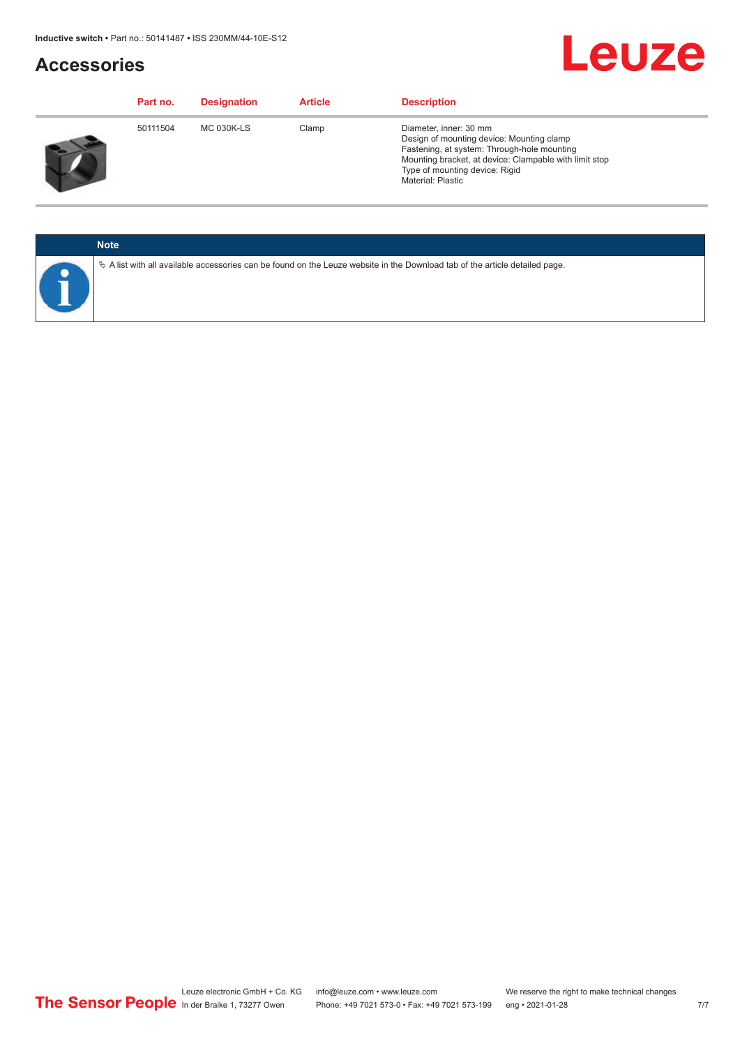## Accessories

| | Part no. | Designation | Article | Description |
|---|---|---|---|---|
| | 50111504 | MC 030K-LS | Clamp | Diameter, inner: 30 mm<br>Design of mounting device: Mounting clamp<br>Fastening, at system: Through-hole mounting<br>Mounting bracket, at device: Clampable with limit stop<br>Type of mounting device: Rigid<br>Material: Plastic |

**Note**

↳ A list with all available accessories can be found on the Leuze website in the Download tab of the article detailed page.